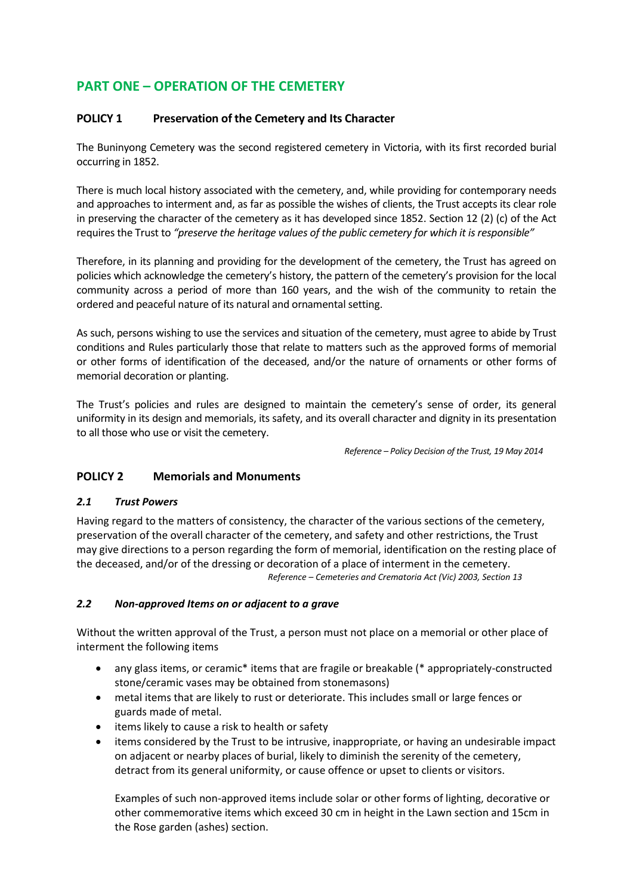# PART ONE – OPERATION OF THE CEMETERY

## POLICY 1 Preservation of the Cemetery and Its Character

The Buninyong Cemetery was the second registered cemetery in Victoria, with its first recorded burial occurring in 1852.

There is much local history associated with the cemetery, and, while providing for contemporary needs and approaches to interment and, as far as possible the wishes of clients, the Trust accepts its clear role in preserving the character of the cemetery as it has developed since 1852. Section 12 (2) (c) of the Act requires the Trust to ***"preserve the heritage values of the public cemetery for which it is responsible"***

Therefore, in its planning and providing for the development of the cemetery, the Trust has agreed on policies which acknowledge the cemetery's history, the pattern of the cemetery's provision for the local community across a period of more than 160 years, and the wish of the community to retain the ordered and peaceful nature of its natural and ornamental setting.

As such, persons wishing to use the services and situation of the cemetery, must agree to abide by Trust conditions and Rules particularly those that relate to matters such as the approved forms of memorial or other forms of identification of the deceased, and/or the nature of ornaments or other forms of memorial decoration or planting.

The Trust's policies and rules are designed to maintain the cemetery's sense of order, its general uniformity in its design and memorials, its safety, and its overall character and dignity in its presentation to all those who use or visit the cemetery.

*Reference – Policy Decision of the Trust, 19 May 2014*

## POLICY 2 Memorials and Monuments

### *2.1 Trust Powers*

Having regard to the matters of consistency, the character of the various sections of the cemetery, preservation of the overall character of the cemetery, and safety and other restrictions, the Trust may give directions to a person regarding the form of memorial, identification on the resting place of the deceased, and/or of the dressing or decoration of a place of interment in the cemetery.

*Reference – Cemeteries and Crematoria Act (Vic) 2003, Section 13*

### *2.2 Non-approved Items on or adjacent to a grave*

Without the written approval of the Trust, a person must not place on a memorial or other place of interment the following items

- any glass items, or ceramic* items that are fragile or breakable (* appropriately-constructed stone/ceramic vases may be obtained from stonemasons)
- metal items that are likely to rust or deteriorate. This includes small or large fences or guards made of metal.
- items likely to cause a risk to health or safety
- items considered by the Trust to be intrusive, inappropriate, or having an undesirable impact on adjacent or nearby places of burial, likely to diminish the serenity of the cemetery, detract from its general uniformity, or cause offence or upset to clients or visitors.

  Examples of such non-approved items include solar or other forms of lighting, decorative or other commemorative items which exceed 30 cm in height in the Lawn section and 15cm in the Rose garden (ashes) section.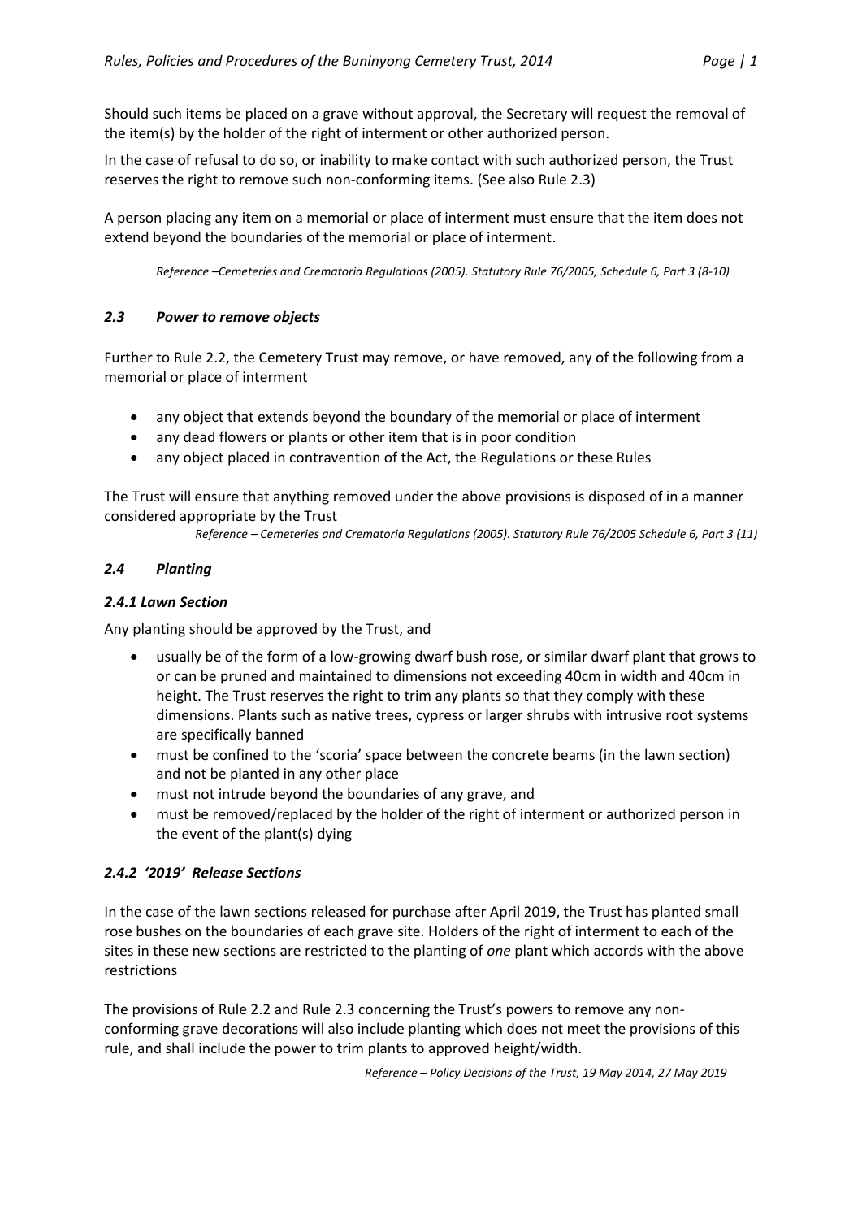Should such items be placed on a grave without approval, the Secretary will request the removal of the item(s) by the holder of the right of interment or other authorized person.

In the case of refusal to do so, or inability to make contact with such authorized person, the Trust reserves the right to remove such non-conforming items. (See also Rule 2.3)

A person placing any item on a memorial or place of interment must ensure that the item does not extend beyond the boundaries of the memorial or place of interment.

*Reference –Cemeteries and Crematoria Regulations (2005). Statutory Rule 76/2005, Schedule 6, Part 3 (8-10)*

### *2.3 Power to remove objects*

Further to Rule 2.2, the Cemetery Trust may remove, or have removed, any of the following from a memorial or place of interment

- any object that extends beyond the boundary of the memorial or place of interment
- any dead flowers or plants or other item that is in poor condition
- any object placed in contravention of the Act, the Regulations or these Rules

The Trust will ensure that anything removed under the above provisions is disposed of in a manner considered appropriate by the Trust

*Reference – Cemeteries and Crematoria Regulations (2005). Statutory Rule 76/2005 Schedule 6, Part 3 (11)*

### *2.4 Planting*

#### *2.4.1 Lawn Section*

Any planting should be approved by the Trust, and

- usually be of the form of a low-growing dwarf bush rose, or similar dwarf plant that grows to or can be pruned and maintained to dimensions not exceeding 40cm in width and 40cm in height. The Trust reserves the right to trim any plants so that they comply with these dimensions. Plants such as native trees, cypress or larger shrubs with intrusive root systems are specifically banned
- must be confined to the 'scoria' space between the concrete beams (in the lawn section) and not be planted in any other place
- must not intrude beyond the boundaries of any grave, and
- must be removed/replaced by the holder of the right of interment or authorized person in the event of the plant(s) dying

#### *2.4.2 '2019' Release Sections*

In the case of the lawn sections released for purchase after April 2019, the Trust has planted small rose bushes on the boundaries of each grave site. Holders of the right of interment to each of the sites in these new sections are restricted to the planting of *one* plant which accords with the above restrictions

The provisions of Rule 2.2 and Rule 2.3 concerning the Trust's powers to remove any non-conforming grave decorations will also include planting which does not meet the provisions of this rule, and shall include the power to trim plants to approved height/width.

*Reference – Policy Decisions of the Trust, 19 May 2014, 27 May 2019*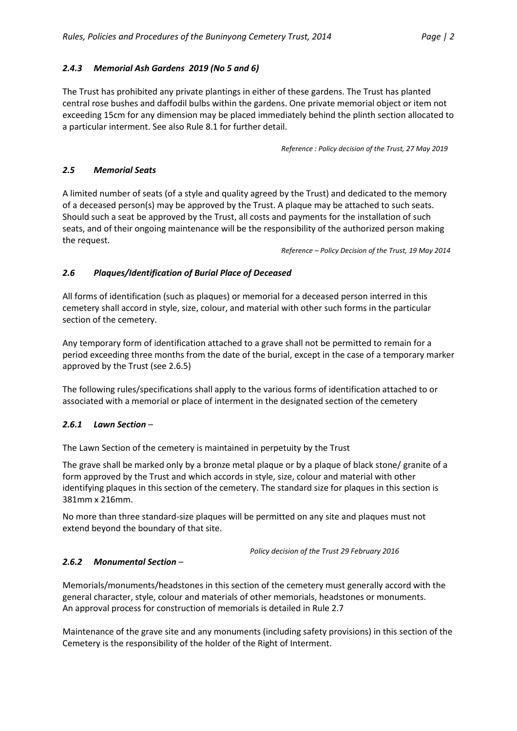### *2.4.3 Memorial Ash Gardens 2019 (No 5 and 6)*

The Trust has prohibited any private plantings in either of these gardens. The Trust has planted central rose bushes and daffodil bulbs within the gardens. One private memorial object or item not exceeding 15cm for any dimension may be placed immediately behind the plinth section allocated to a particular interment. See also Rule 8.1 for further detail.

*Reference : Policy decision of the Trust, 27 May 2019*

### *2.5 Memorial Seats*

A limited number of seats (of a style and quality agreed by the Trust) and dedicated to the memory of a deceased person(s) may be approved by the Trust. A plaque may be attached to such seats. Should such a seat be approved by the Trust, all costs and payments for the installation of such seats, and of their ongoing maintenance will be the responsibility of the authorized person making the request.

*Reference – Policy Decision of the Trust, 19 May 2014*

### *2.6 Plaques/Identification of Burial Place of Deceased*

All forms of identification (such as plaques) or memorial for a deceased person interred in this cemetery shall accord in style, size, colour, and material with other such forms in the particular section of the cemetery.

Any temporary form of identification attached to a grave shall not be permitted to remain for a period exceeding three months from the date of the burial, except in the case of a temporary marker approved by the Trust (see 2.6.5)

The following rules/specifications shall apply to the various forms of identification attached to or associated with a memorial or place of interment in the designated section of the cemetery

### *2.6.1 Lawn Section –*

The Lawn Section of the cemetery is maintained in perpetuity by the Trust

The grave shall be marked only by a bronze metal plaque or by a plaque of black stone/ granite of a form approved by the Trust and which accords in style, size, colour and material with other identifying plaques in this section of the cemetery. The standard size for plaques in this section is 381mm x 216mm.

No more than three standard-size plaques will be permitted on any site and plaques must not extend beyond the boundary of that site.

*Policy decision of the Trust 29 February 2016*

### *2.6.2 Monumental Section –*

Memorials/monuments/headstones in this section of the cemetery must generally accord with the general character, style, colour and materials of other memorials, headstones or monuments. An approval process for construction of memorials is detailed in Rule 2.7

Maintenance of the grave site and any monuments (including safety provisions) in this section of the Cemetery is the responsibility of the holder of the Right of Interment.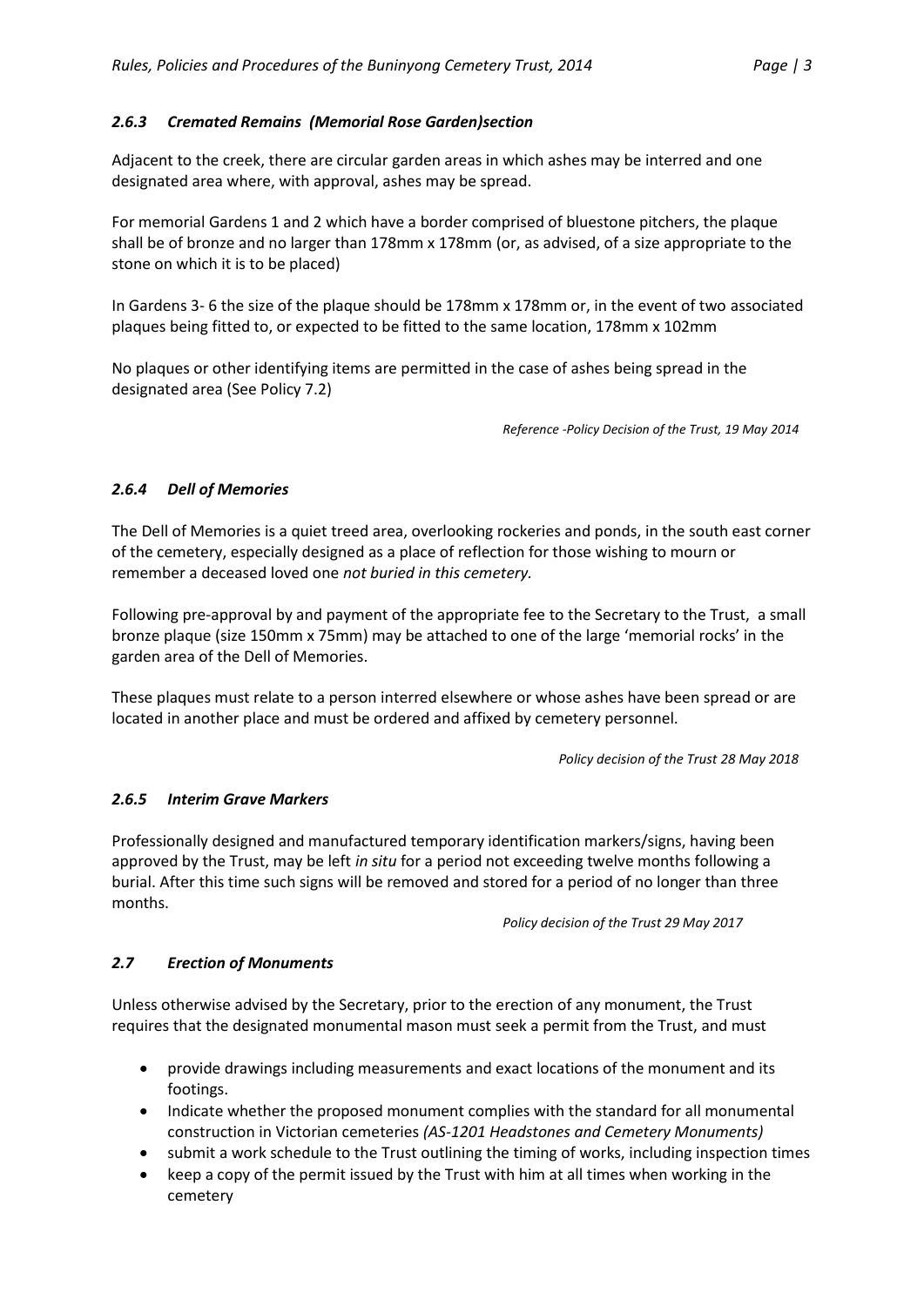### *2.6.3 Cremated Remains (Memorial Rose Garden)section*

Adjacent to the creek, there are circular garden areas in which ashes may be interred and one designated area where, with approval, ashes may be spread.

For memorial Gardens 1 and 2 which have a border comprised of bluestone pitchers, the plaque shall be of bronze and no larger than 178mm x 178mm (or, as advised, of a size appropriate to the stone on which it is to be placed)

In Gardens 3- 6 the size of the plaque should be 178mm x 178mm or, in the event of two associated plaques being fitted to, or expected to be fitted to the same location, 178mm x 102mm

No plaques or other identifying items are permitted in the case of ashes being spread in the designated area (See Policy 7.2)

*Reference -Policy Decision of the Trust, 19 May 2014*

### *2.6.4 Dell of Memories*

The Dell of Memories is a quiet treed area, overlooking rockeries and ponds, in the south east corner of the cemetery, especially designed as a place of reflection for those wishing to mourn or remember a deceased loved one *not buried in this cemetery.*

Following pre-approval by and payment of the appropriate fee to the Secretary to the Trust, a small bronze plaque (size 150mm x 75mm) may be attached to one of the large 'memorial rocks' in the garden area of the Dell of Memories.

These plaques must relate to a person interred elsewhere or whose ashes have been spread or are located in another place and must be ordered and affixed by cemetery personnel.

*Policy decision of the Trust 28 May 2018*

### *2.6.5 Interim Grave Markers*

Professionally designed and manufactured temporary identification markers/signs, having been approved by the Trust, may be left *in situ* for a period not exceeding twelve months following a burial. After this time such signs will be removed and stored for a period of no longer than three months.

*Policy decision of the Trust 29 May 2017*

### *2.7 Erection of Monuments*

Unless otherwise advised by the Secretary, prior to the erection of any monument, the Trust requires that the designated monumental mason must seek a permit from the Trust, and must

- provide drawings including measurements and exact locations of the monument and its footings.
- Indicate whether the proposed monument complies with the standard for all monumental construction in Victorian cemeteries *(AS-1201 Headstones and Cemetery Monuments)*
- submit a work schedule to the Trust outlining the timing of works, including inspection times
- keep a copy of the permit issued by the Trust with him at all times when working in the cemetery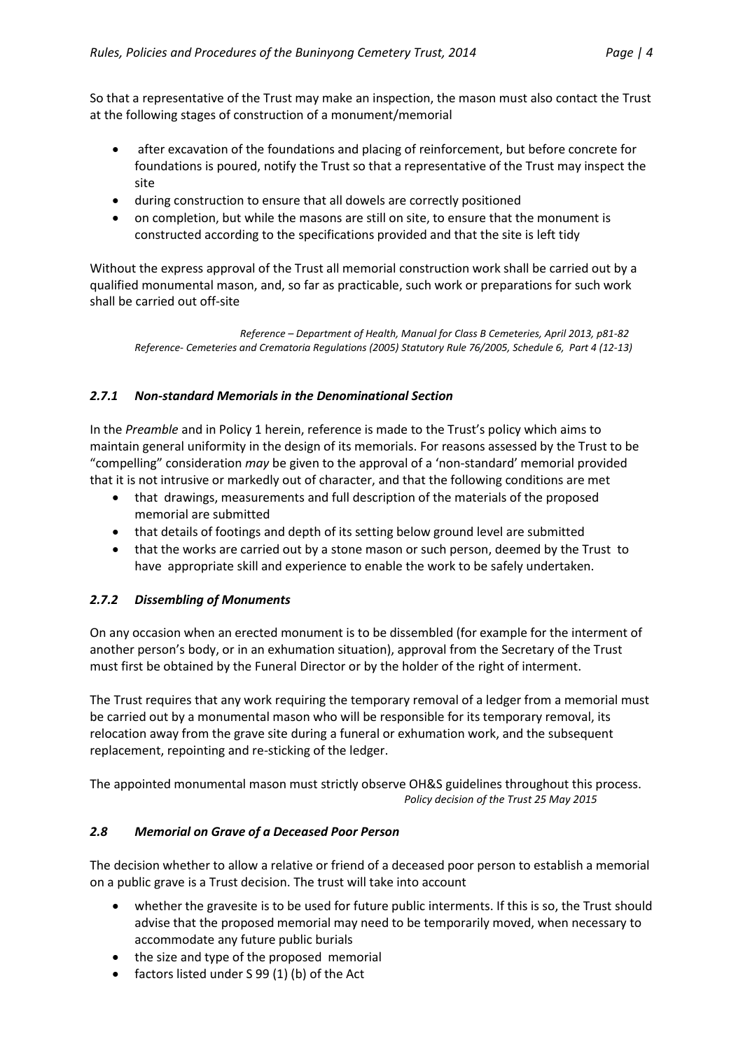So that a representative of the Trust may make an inspection, the mason must also contact the Trust at the following stages of construction of a monument/memorial

- after excavation of the foundations and placing of reinforcement, but before concrete for foundations is poured, notify the Trust so that a representative of the Trust may inspect the site
- during construction to ensure that all dowels are correctly positioned
- on completion, but while the masons are still on site, to ensure that the monument is constructed according to the specifications provided and that the site is left tidy

Without the express approval of the Trust all memorial construction work shall be carried out by a qualified monumental mason, and, so far as practicable, such work or preparations for such work shall be carried out off-site

*Reference – Department of Health, Manual for Class B Cemeteries, April 2013, p81-82*
*Reference- Cemeteries and Crematoria Regulations (2005) Statutory Rule 76/2005, Schedule 6, Part 4 (12-13)*

### *2.7.1 Non-standard Memorials in the Denominational Section*

In the *Preamble* and in Policy 1 herein, reference is made to the Trust's policy which aims to maintain general uniformity in the design of its memorials. For reasons assessed by the Trust to be "compelling" consideration *may* be given to the approval of a 'non-standard' memorial provided that it is not intrusive or markedly out of character, and that the following conditions are met

- that drawings, measurements and full description of the materials of the proposed memorial are submitted
- that details of footings and depth of its setting below ground level are submitted
- that the works are carried out by a stone mason or such person, deemed by the Trust to have appropriate skill and experience to enable the work to be safely undertaken.

### *2.7.2 Dissembling of Monuments*

On any occasion when an erected monument is to be dissembled (for example for the interment of another person's body, or in an exhumation situation), approval from the Secretary of the Trust must first be obtained by the Funeral Director or by the holder of the right of interment.

The Trust requires that any work requiring the temporary removal of a ledger from a memorial must be carried out by a monumental mason who will be responsible for its temporary removal, its relocation away from the grave site during a funeral or exhumation work, and the subsequent replacement, repointing and re-sticking of the ledger.

The appointed monumental mason must strictly observe OH&S guidelines throughout this process.
*Policy decision of the Trust 25 May 2015*

### *2.8 Memorial on Grave of a Deceased Poor Person*

The decision whether to allow a relative or friend of a deceased poor person to establish a memorial on a public grave is a Trust decision. The trust will take into account

- whether the gravesite is to be used for future public interments. If this is so, the Trust should advise that the proposed memorial may need to be temporarily moved, when necessary to accommodate any future public burials
- the size and type of the proposed memorial
- factors listed under S 99 (1) (b) of the Act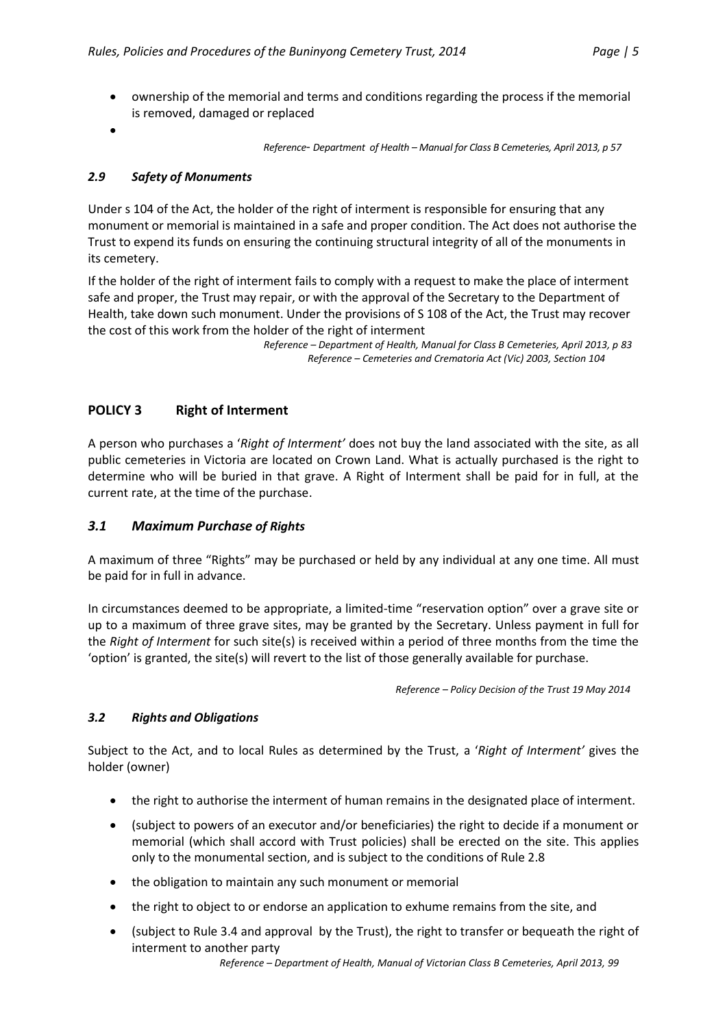- ownership of the memorial and terms and conditions regarding the process if the memorial is removed, damaged or replaced
- 

*Reference- Department of Health – Manual for Class B Cemeteries, April 2013, p 57*

### *2.9 Safety of Monuments*

Under s 104 of the Act, the holder of the right of interment is responsible for ensuring that any monument or memorial is maintained in a safe and proper condition. The Act does not authorise the Trust to expend its funds on ensuring the continuing structural integrity of all of the monuments in its cemetery.

If the holder of the right of interment fails to comply with a request to make the place of interment safe and proper, the Trust may repair, or with the approval of the Secretary to the Department of Health, take down such monument. Under the provisions of S 108 of the Act, the Trust may recover the cost of this work from the holder of the right of interment

*Reference – Department of Health, Manual for Class B Cemeteries, April 2013, p 83*
*Reference – Cemeteries and Crematoria Act (Vic) 2003, Section 104*

## POLICY 3 Right of Interment

A person who purchases a '*Right of Interment'* does not buy the land associated with the site, as all public cemeteries in Victoria are located on Crown Land. What is actually purchased is the right to determine who will be buried in that grave. A Right of Interment shall be paid for in full, at the current rate, at the time of the purchase.

### *3.1 Maximum Purchase of Rights*

A maximum of three "Rights" may be purchased or held by any individual at any one time. All must be paid for in full in advance.

In circumstances deemed to be appropriate, a limited-time "reservation option" over a grave site or up to a maximum of three grave sites, may be granted by the Secretary. Unless payment in full for the *Right of Interment* for such site(s) is received within a period of three months from the time the 'option' is granted, the site(s) will revert to the list of those generally available for purchase.

*Reference – Policy Decision of the Trust 19 May 2014*

### *3.2 Rights and Obligations*

Subject to the Act, and to local Rules as determined by the Trust, a '*Right of Interment'* gives the holder (owner)

- the right to authorise the interment of human remains in the designated place of interment.
- (subject to powers of an executor and/or beneficiaries) the right to decide if a monument or memorial (which shall accord with Trust policies) shall be erected on the site. This applies only to the monumental section, and is subject to the conditions of Rule 2.8
- the obligation to maintain any such monument or memorial
- the right to object to or endorse an application to exhume remains from the site, and
- (subject to Rule 3.4 and approval by the Trust), the right to transfer or bequeath the right of interment to another party

*Reference – Department of Health, Manual of Victorian Class B Cemeteries, April 2013, 99*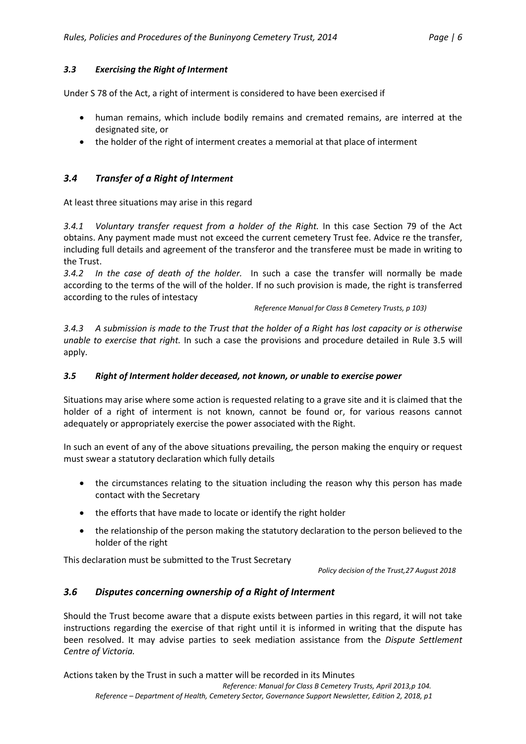### *3.3 Exercising the Right of Interment*

Under S 78 of the Act, a right of interment is considered to have been exercised if

- human remains, which include bodily remains and cremated remains, are interred at the designated site, or
- the holder of the right of interment creates a memorial at that place of interment

## *3.4 Transfer of a Right of Interment*

At least three situations may arise in this regard

*3.4.1 Voluntary transfer request from a holder of the Right.* In this case Section 79 of the Act obtains. Any payment made must not exceed the current cemetery Trust fee. Advice re the transfer, including full details and agreement of the transferor and the transferee must be made in writing to the Trust.

*3.4.2 In the case of death of the holder.* In such a case the transfer will normally be made according to the terms of the will of the holder. If no such provision is made, the right is transferred according to the rules of intestacy

*Reference Manual for Class B Cemetery Trusts, p 103)*

*3.4.3 A submission is made to the Trust that the holder of a Right has lost capacity or is otherwise unable to exercise that right.* In such a case the provisions and procedure detailed in Rule 3.5 will apply.

### *3.5 Right of Interment holder deceased, not known, or unable to exercise power*

Situations may arise where some action is requested relating to a grave site and it is claimed that the holder of a right of interment is not known, cannot be found or, for various reasons cannot adequately or appropriately exercise the power associated with the Right.

In such an event of any of the above situations prevailing, the person making the enquiry or request must swear a statutory declaration which fully details

- the circumstances relating to the situation including the reason why this person has made contact with the Secretary
- the efforts that have made to locate or identify the right holder
- the relationship of the person making the statutory declaration to the person believed to the holder of the right

This declaration must be submitted to the Trust Secretary

*Policy decision of the Trust,27 August 2018*

## *3.6 Disputes concerning ownership of a Right of Interment*

Should the Trust become aware that a dispute exists between parties in this regard, it will not take instructions regarding the exercise of that right until it is informed in writing that the dispute has been resolved. It may advise parties to seek mediation assistance from the *Dispute Settlement Centre of Victoria.*

Actions taken by the Trust in such a matter will be recorded in its Minutes

*Reference: Manual for Class B Cemetery Trusts, April 2013,p 104.*
*Reference – Department of Health, Cemetery Sector, Governance Support Newsletter, Edition 2, 2018, p1*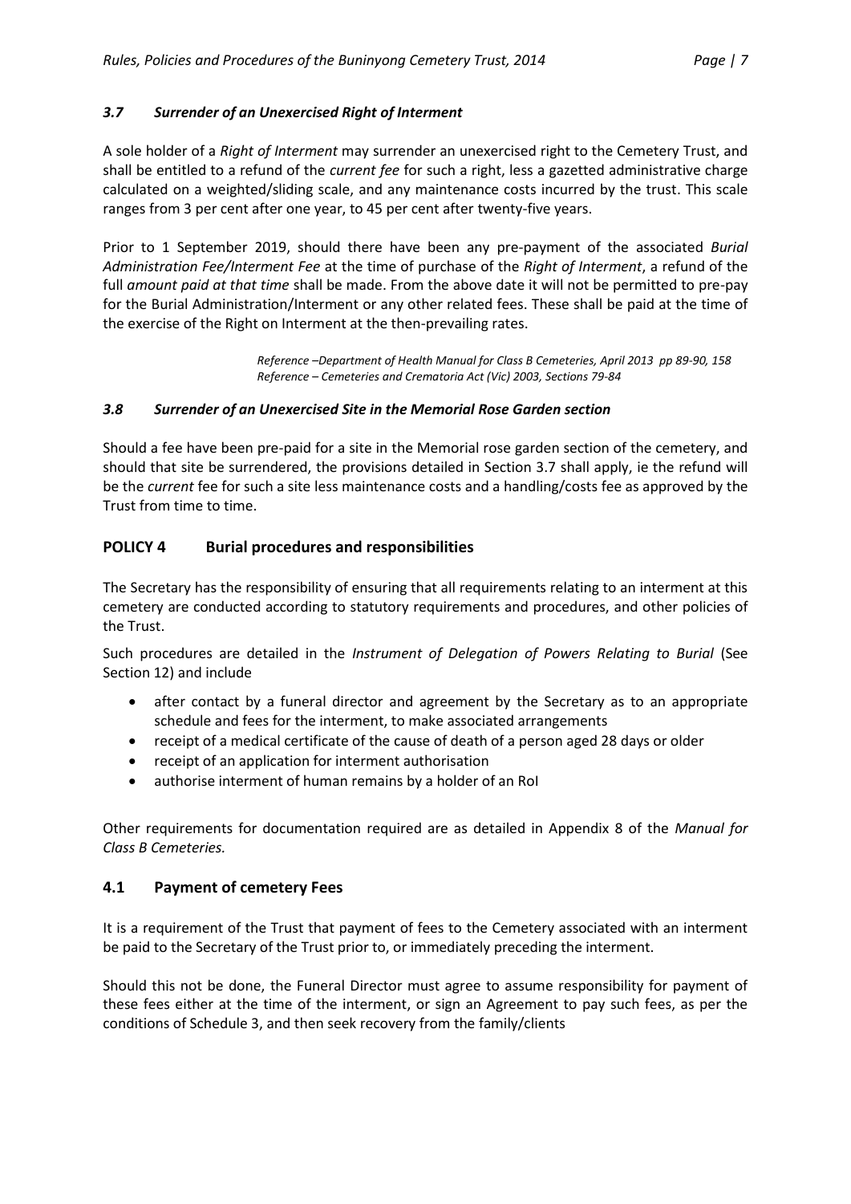### *3.7 Surrender of an Unexercised Right of Interment*

A sole holder of a *Right of Interment* may surrender an unexercised right to the Cemetery Trust, and shall be entitled to a refund of the *current fee* for such a right, less a gazetted administrative charge calculated on a weighted/sliding scale, and any maintenance costs incurred by the trust. This scale ranges from 3 per cent after one year, to 45 per cent after twenty-five years.

Prior to 1 September 2019, should there have been any pre-payment of the associated *Burial Administration Fee/Interment Fee* at the time of purchase of the *Right of Interment*, a refund of the full *amount paid at that time* shall be made. From the above date it will not be permitted to pre-pay for the Burial Administration/Interment or any other related fees. These shall be paid at the time of the exercise of the Right on Interment at the then-prevailing rates.

*Reference –Department of Health Manual for Class B Cemeteries, April 2013 pp 89-90, 158*
*Reference – Cemeteries and Crematoria Act (Vic) 2003, Sections 79-84*

### *3.8 Surrender of an Unexercised Site in the Memorial Rose Garden section*

Should a fee have been pre-paid for a site in the Memorial rose garden section of the cemetery, and should that site be surrendered, the provisions detailed in Section 3.7 shall apply, ie the refund will be the *current* fee for such a site less maintenance costs and a handling/costs fee as approved by the Trust from time to time.

## POLICY 4 Burial procedures and responsibilities

The Secretary has the responsibility of ensuring that all requirements relating to an interment at this cemetery are conducted according to statutory requirements and procedures, and other policies of the Trust.

Such procedures are detailed in the *Instrument of Delegation of Powers Relating to Burial* (See Section 12) and include

- after contact by a funeral director and agreement by the Secretary as to an appropriate schedule and fees for the interment, to make associated arrangements
- receipt of a medical certificate of the cause of death of a person aged 28 days or older
- receipt of an application for interment authorisation
- authorise interment of human remains by a holder of an RoI

Other requirements for documentation required are as detailed in Appendix 8 of the *Manual for Class B Cemeteries.*

### 4.1 Payment of cemetery Fees

It is a requirement of the Trust that payment of fees to the Cemetery associated with an interment be paid to the Secretary of the Trust prior to, or immediately preceding the interment.

Should this not be done, the Funeral Director must agree to assume responsibility for payment of these fees either at the time of the interment, or sign an Agreement to pay such fees, as per the conditions of Schedule 3, and then seek recovery from the family/clients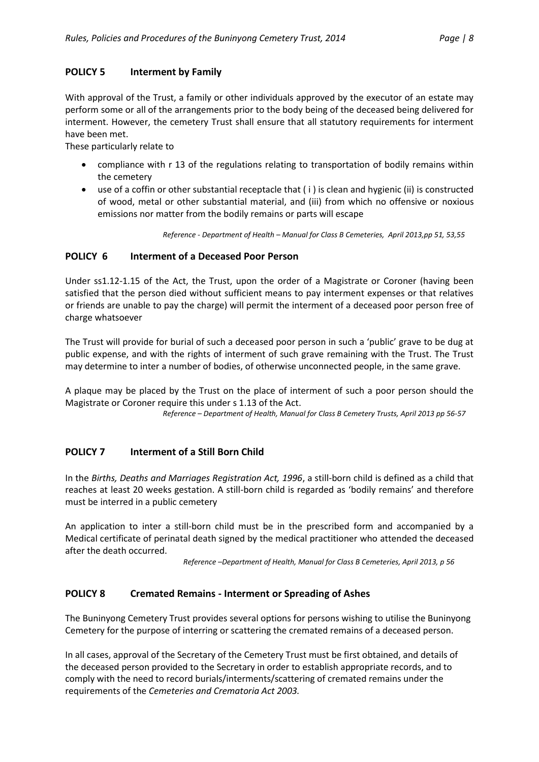## POLICY 5 Interment by Family

With approval of the Trust, a family or other individuals approved by the executor of an estate may perform some or all of the arrangements prior to the body being of the deceased being delivered for interment. However, the cemetery Trust shall ensure that all statutory requirements for interment have been met.

These particularly relate to

- compliance with r 13 of the regulations relating to transportation of bodily remains within the cemetery
- use of a coffin or other substantial receptacle that ( i ) is clean and hygienic (ii) is constructed of wood, metal or other substantial material, and (iii) from which no offensive or noxious emissions nor matter from the bodily remains or parts will escape

*Reference - Department of Health – Manual for Class B Cemeteries, April 2013,pp 51, 53,55*

## POLICY 6 Interment of a Deceased Poor Person

Under ss1.12-1.15 of the Act, the Trust, upon the order of a Magistrate or Coroner (having been satisfied that the person died without sufficient means to pay interment expenses or that relatives or friends are unable to pay the charge) will permit the interment of a deceased poor person free of charge whatsoever

The Trust will provide for burial of such a deceased poor person in such a 'public' grave to be dug at public expense, and with the rights of interment of such grave remaining with the Trust. The Trust may determine to inter a number of bodies, of otherwise unconnected people, in the same grave.

A plaque may be placed by the Trust on the place of interment of such a poor person should the Magistrate or Coroner require this under s 1.13 of the Act.

*Reference – Department of Health, Manual for Class B Cemetery Trusts, April 2013 pp 56-57*

## POLICY 7 Interment of a Still Born Child

In the *Births, Deaths and Marriages Registration Act, 1996*, a still-born child is defined as a child that reaches at least 20 weeks gestation. A still-born child is regarded as 'bodily remains' and therefore must be interred in a public cemetery

An application to inter a still-born child must be in the prescribed form and accompanied by a Medical certificate of perinatal death signed by the medical practitioner who attended the deceased after the death occurred.

*Reference –Department of Health, Manual for Class B Cemeteries, April 2013, p 56*

## POLICY 8 Cremated Remains - Interment or Spreading of Ashes

The Buninyong Cemetery Trust provides several options for persons wishing to utilise the Buninyong Cemetery for the purpose of interring or scattering the cremated remains of a deceased person.

In all cases, approval of the Secretary of the Cemetery Trust must be first obtained, and details of the deceased person provided to the Secretary in order to establish appropriate records, and to comply with the need to record burials/interments/scattering of cremated remains under the requirements of the *Cemeteries and Crematoria Act 2003.*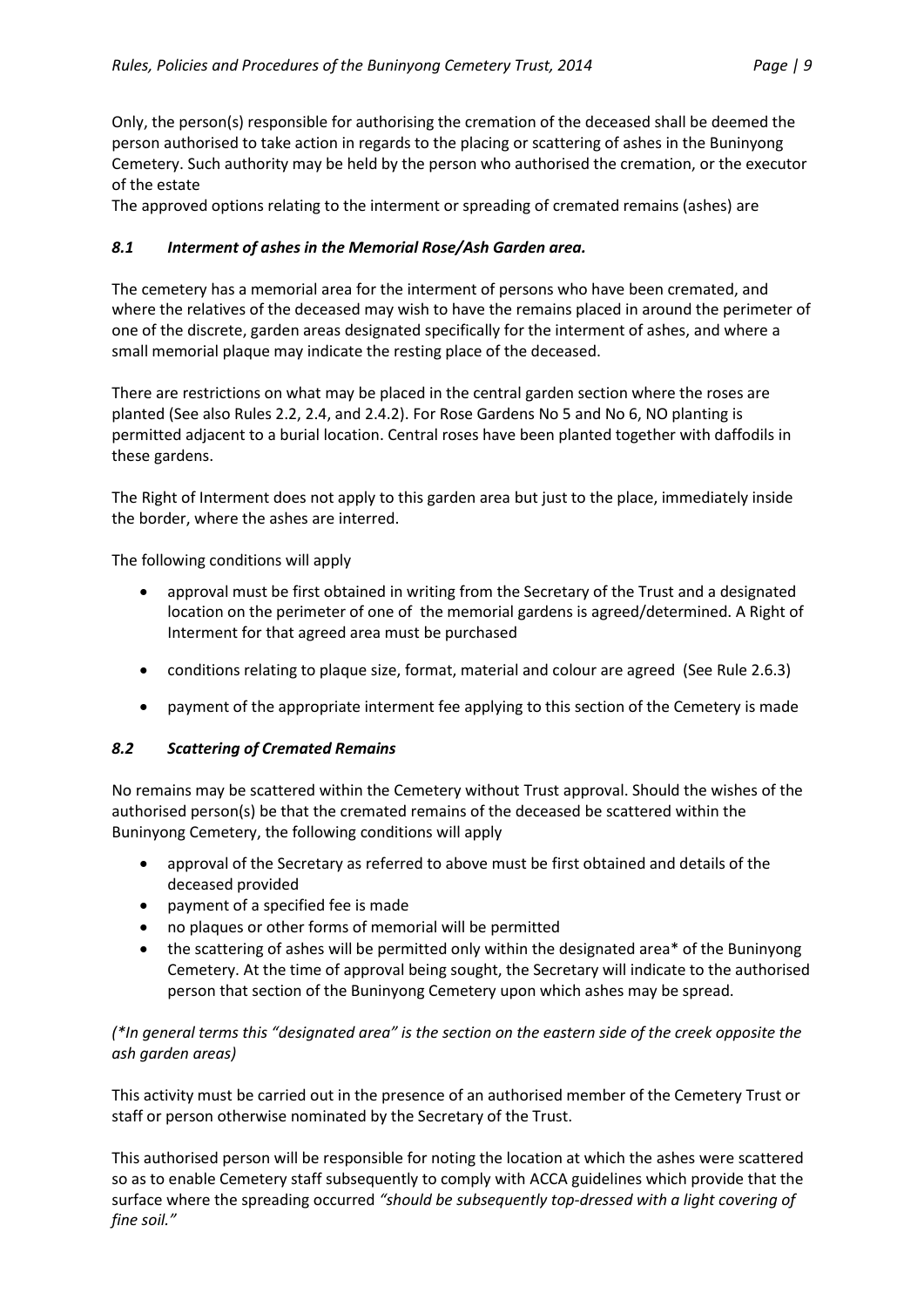Only, the person(s) responsible for authorising the cremation of the deceased shall be deemed the person authorised to take action in regards to the placing or scattering of ashes in the Buninyong Cemetery. Such authority may be held by the person who authorised the cremation, or the executor of the estate

The approved options relating to the interment or spreading of cremated remains (ashes) are

### *8.1 Interment of ashes in the Memorial Rose/Ash Garden area.*

The cemetery has a memorial area for the interment of persons who have been cremated, and where the relatives of the deceased may wish to have the remains placed in around the perimeter of one of the discrete, garden areas designated specifically for the interment of ashes, and where a small memorial plaque may indicate the resting place of the deceased.

There are restrictions on what may be placed in the central garden section where the roses are planted (See also Rules 2.2, 2.4, and 2.4.2). For Rose Gardens No 5 and No 6, NO planting is permitted adjacent to a burial location. Central roses have been planted together with daffodils in these gardens.

The Right of Interment does not apply to this garden area but just to the place, immediately inside the border, where the ashes are interred.

The following conditions will apply

- approval must be first obtained in writing from the Secretary of the Trust and a designated location on the perimeter of one of the memorial gardens is agreed/determined. A Right of Interment for that agreed area must be purchased
- conditions relating to plaque size, format, material and colour are agreed (See Rule 2.6.3)
- payment of the appropriate interment fee applying to this section of the Cemetery is made

### *8.2 Scattering of Cremated Remains*

No remains may be scattered within the Cemetery without Trust approval. Should the wishes of the authorised person(s) be that the cremated remains of the deceased be scattered within the Buninyong Cemetery, the following conditions will apply

- approval of the Secretary as referred to above must be first obtained and details of the deceased provided
- payment of a specified fee is made
- no plaques or other forms of memorial will be permitted
- the scattering of ashes will be permitted only within the designated area* of the Buninyong Cemetery. At the time of approval being sought, the Secretary will indicate to the authorised person that section of the Buninyong Cemetery upon which ashes may be spread.

*(*In general terms this "designated area" is the section on the eastern side of the creek opposite the ash garden areas)*

This activity must be carried out in the presence of an authorised member of the Cemetery Trust or staff or person otherwise nominated by the Secretary of the Trust.

This authorised person will be responsible for noting the location at which the ashes were scattered so as to enable Cemetery staff subsequently to comply with ACCA guidelines which provide that the surface where the spreading occurred *"should be subsequently top-dressed with a light covering of fine soil."*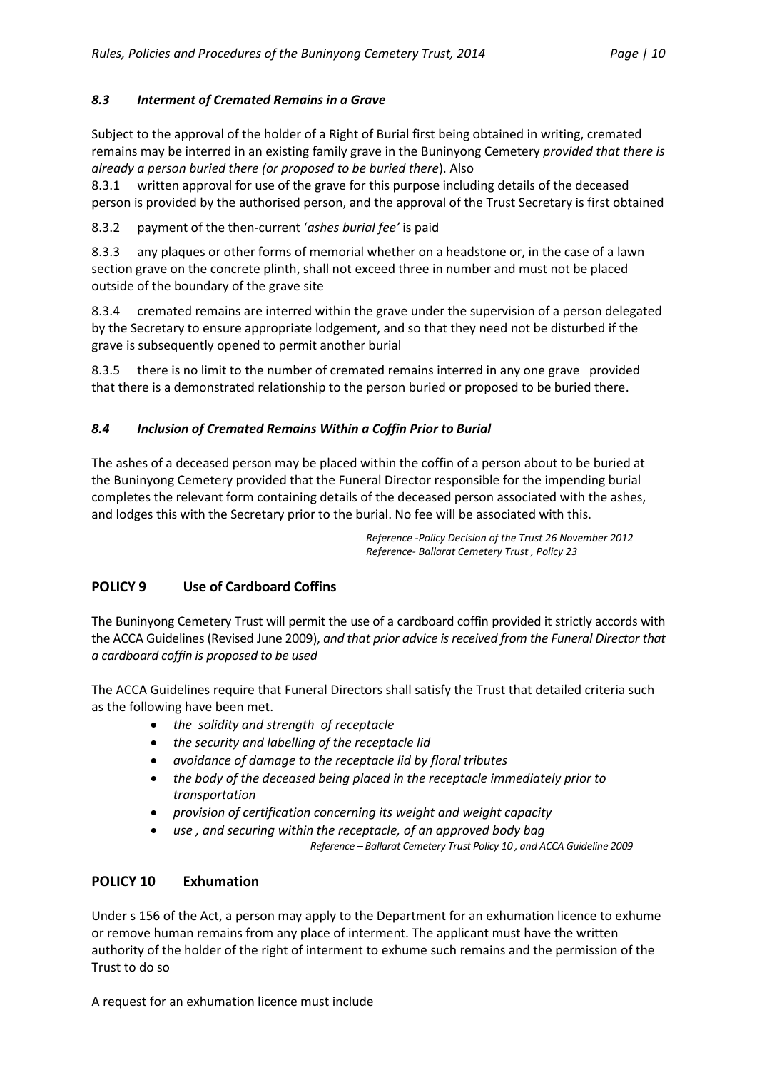### *8.3 Interment of Cremated Remains in a Grave*

Subject to the approval of the holder of a Right of Burial first being obtained in writing, cremated remains may be interred in an existing family grave in the Buninyong Cemetery *provided that there is already a person buried there (or proposed to be buried there*). Also

8.3.1 written approval for use of the grave for this purpose including details of the deceased person is provided by the authorised person, and the approval of the Trust Secretary is first obtained

8.3.2 payment of the then-current '*ashes burial fee'* is paid

8.3.3 any plaques or other forms of memorial whether on a headstone or, in the case of a lawn section grave on the concrete plinth, shall not exceed three in number and must not be placed outside of the boundary of the grave site

8.3.4 cremated remains are interred within the grave under the supervision of a person delegated by the Secretary to ensure appropriate lodgement, and so that they need not be disturbed if the grave is subsequently opened to permit another burial

8.3.5 there is no limit to the number of cremated remains interred in any one grave provided that there is a demonstrated relationship to the person buried or proposed to be buried there.

### *8.4 Inclusion of Cremated Remains Within a Coffin Prior to Burial*

The ashes of a deceased person may be placed within the coffin of a person about to be buried at the Buninyong Cemetery provided that the Funeral Director responsible for the impending burial completes the relevant form containing details of the deceased person associated with the ashes, and lodges this with the Secretary prior to the burial. No fee will be associated with this.

*Reference -Policy Decision of the Trust 26 November 2012*
*Reference- Ballarat Cemetery Trust , Policy 23*

## POLICY 9 Use of Cardboard Coffins

The Buninyong Cemetery Trust will permit the use of a cardboard coffin provided it strictly accords with the ACCA Guidelines (Revised June 2009), *and that prior advice is received from the Funeral Director that a cardboard coffin is proposed to be used*

The ACCA Guidelines require that Funeral Directors shall satisfy the Trust that detailed criteria such as the following have been met.

- *the solidity and strength of receptacle*
- *the security and labelling of the receptacle lid*
- *avoidance of damage to the receptacle lid by floral tributes*
- *the body of the deceased being placed in the receptacle immediately prior to transportation*
- *provision of certification concerning its weight and weight capacity*
- *use , and securing within the receptacle, of an approved body bag*

*Reference – Ballarat Cemetery Trust Policy 10 , and ACCA Guideline 2009*

## POLICY 10 Exhumation

Under s 156 of the Act, a person may apply to the Department for an exhumation licence to exhume or remove human remains from any place of interment. The applicant must have the written authority of the holder of the right of interment to exhume such remains and the permission of the Trust to do so

A request for an exhumation licence must include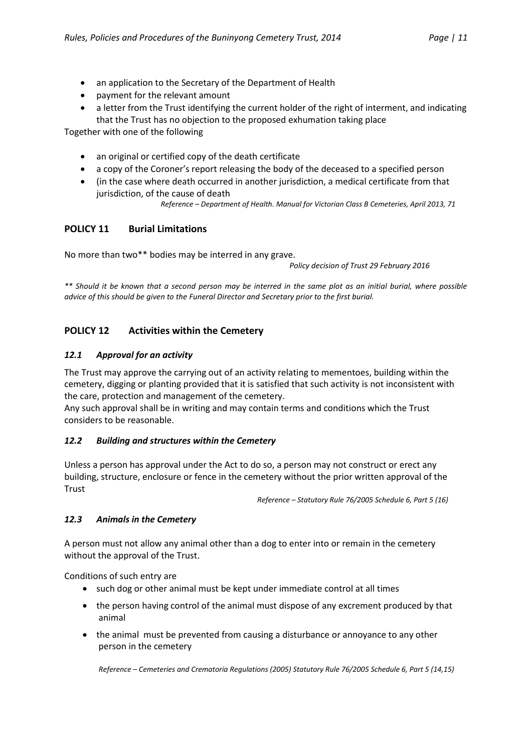- an application to the Secretary of the Department of Health
- payment for the relevant amount
- a letter from the Trust identifying the current holder of the right of interment, and indicating that the Trust has no objection to the proposed exhumation taking place

Together with one of the following

- an original or certified copy of the death certificate
- a copy of the Coroner's report releasing the body of the deceased to a specified person
- (in the case where death occurred in another jurisdiction, a medical certificate from that jurisdiction, of the cause of death

*Reference – Department of Health. Manual for Victorian Class B Cemeteries, April 2013, 71*

## POLICY 11 Burial Limitations

No more than two** bodies may be interred in any grave.

*Policy decision of Trust 29 February 2016*

*** Should it be known that a second person may be interred in the same plot as an initial burial, where possible advice of this should be given to the Funeral Director and Secretary prior to the first burial.*

## POLICY 12 Activities within the Cemetery

### *12.1 Approval for an activity*

The Trust may approve the carrying out of an activity relating to mementoes, building within the cemetery, digging or planting provided that it is satisfied that such activity is not inconsistent with the care, protection and management of the cemetery.
Any such approval shall be in writing and may contain terms and conditions which the Trust considers to be reasonable.

### *12.2 Building and structures within the Cemetery*

Unless a person has approval under the Act to do so, a person may not construct or erect any building, structure, enclosure or fence in the cemetery without the prior written approval of the Trust

*Reference – Statutory Rule 76/2005 Schedule 6, Part 5 (16)*

### *12.3 Animals in the Cemetery*

A person must not allow any animal other than a dog to enter into or remain in the cemetery without the approval of the Trust.

Conditions of such entry are

- such dog or other animal must be kept under immediate control at all times
- the person having control of the animal must dispose of any excrement produced by that animal
- the animal must be prevented from causing a disturbance or annoyance to any other person in the cemetery

*Reference – Cemeteries and Crematoria Regulations (2005) Statutory Rule 76/2005 Schedule 6, Part 5 (14,15)*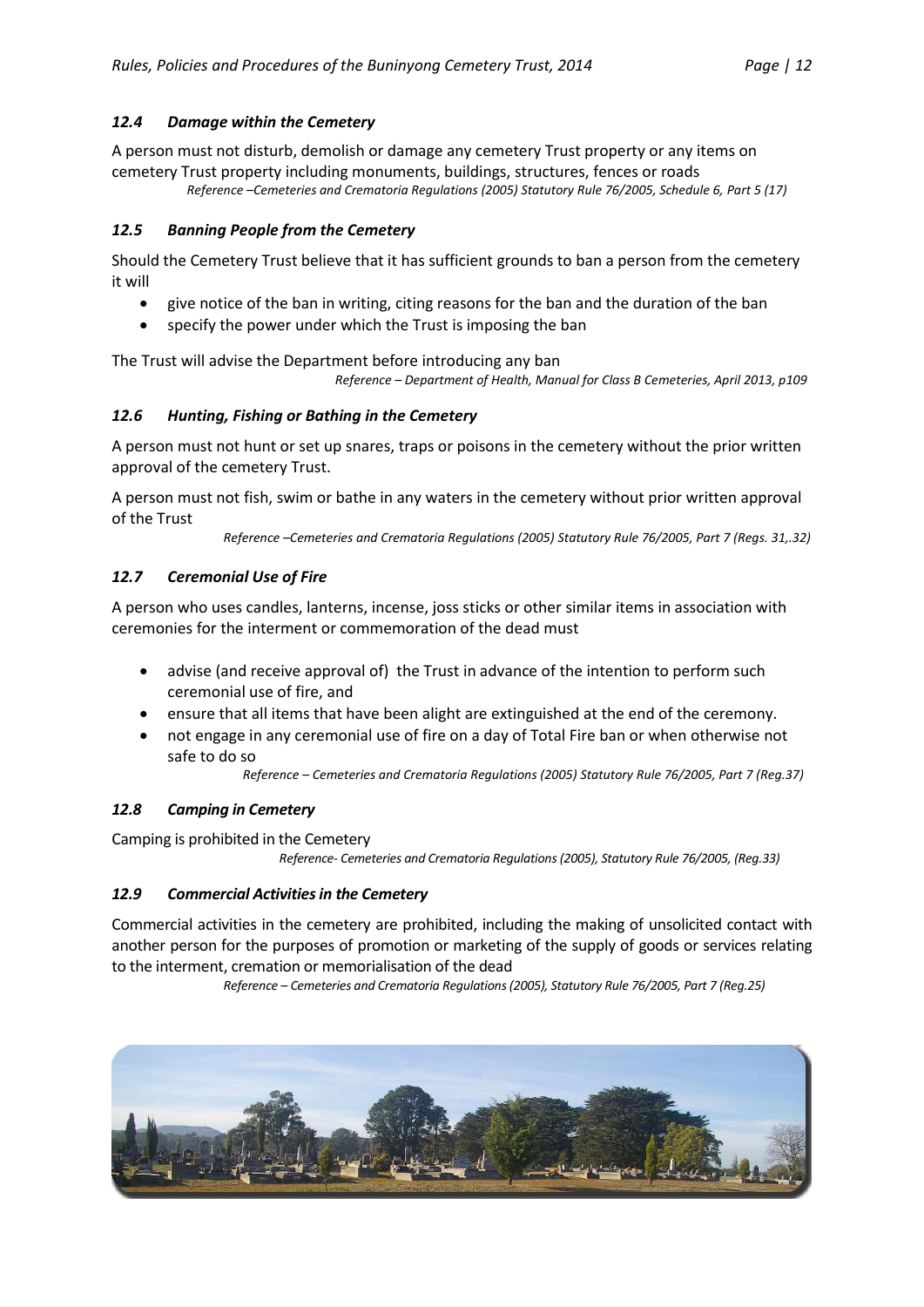### *12.4 Damage within the Cemetery*

A person must not disturb, demolish or damage any cemetery Trust property or any items on cemetery Trust property including monuments, buildings, structures, fences or roads

*Reference –Cemeteries and Crematoria Regulations (2005) Statutory Rule 76/2005, Schedule 6, Part 5 (17)*

### *12.5 Banning People from the Cemetery*

Should the Cemetery Trust believe that it has sufficient grounds to ban a person from the cemetery it will

- give notice of the ban in writing, citing reasons for the ban and the duration of the ban
- specify the power under which the Trust is imposing the ban

The Trust will advise the Department before introducing any ban

*Reference – Department of Health, Manual for Class B Cemeteries, April 2013, p109*

### *12.6 Hunting, Fishing or Bathing in the Cemetery*

A person must not hunt or set up snares, traps or poisons in the cemetery without the prior written approval of the cemetery Trust.

A person must not fish, swim or bathe in any waters in the cemetery without prior written approval of the Trust

*Reference –Cemeteries and Crematoria Regulations (2005) Statutory Rule 76/2005, Part 7 (Regs. 31,.32)*

### *12.7 Ceremonial Use of Fire*

A person who uses candles, lanterns, incense, joss sticks or other similar items in association with ceremonies for the interment or commemoration of the dead must

- advise (and receive approval of) the Trust in advance of the intention to perform such ceremonial use of fire, and
- ensure that all items that have been alight are extinguished at the end of the ceremony.
- not engage in any ceremonial use of fire on a day of Total Fire ban or when otherwise not safe to do so

*Reference – Cemeteries and Crematoria Regulations (2005) Statutory Rule 76/2005, Part 7 (Reg.37)*

### *12.8 Camping in Cemetery*

Camping is prohibited in the Cemetery

*Reference- Cemeteries and Crematoria Regulations (2005), Statutory Rule 76/2005, (Reg.33)*

### *12.9 Commercial Activities in the Cemetery*

Commercial activities in the cemetery are prohibited, including the making of unsolicited contact with another person for the purposes of promotion or marketing of the supply of goods or services relating to the interment, cremation or memorialisation of the dead

*Reference – Cemeteries and Crematoria Regulations (2005), Statutory Rule 76/2005, Part 7 (Reg.25)*